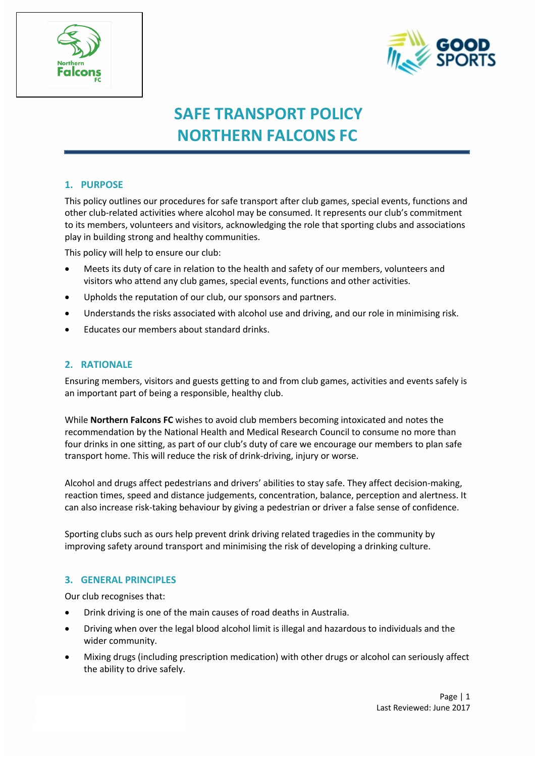# SAFE TRANSPORT POLICY
# NORTHERN FALCONS FC

## 1. PURPOSE

This policy outlines our procedures for safe transport after club games, special events, functions and other club-related activities where alcohol may be consumed. It represents our club's commitment to its members, volunteers and visitors, acknowledging the role that sporting clubs and associations play in building strong and healthy communities.

This policy will help to ensure our club:

- Meets its duty of care in relation to the health and safety of our members, volunteers and visitors who attend any club games, special events, functions and other activities.
- Upholds the reputation of our club, our sponsors and partners.
- Understands the risks associated with alcohol use and driving, and our role in minimising risk.
- Educates our members about standard drinks.

## 2. RATIONALE

Ensuring members, visitors and guests getting to and from club games, activities and events safely is an important part of being a responsible, healthy club.

While **Northern Falcons FC** wishes to avoid club members becoming intoxicated and notes the recommendation by the National Health and Medical Research Council to consume no more than four drinks in one sitting, as part of our club's duty of care we encourage our members to plan safe transport home. This will reduce the risk of drink-driving, injury or worse.

Alcohol and drugs affect pedestrians and drivers' abilities to stay safe. They affect decision-making, reaction times, speed and distance judgements, concentration, balance, perception and alertness. It can also increase risk-taking behaviour by giving a pedestrian or driver a false sense of confidence.

Sporting clubs such as ours help prevent drink driving related tragedies in the community by improving safety around transport and minimising the risk of developing a drinking culture.

## 3. GENERAL PRINCIPLES

Our club recognises that:

- Drink driving is one of the main causes of road deaths in Australia.
- Driving when over the legal blood alcohol limit is illegal and hazardous to individuals and the wider community.
- Mixing drugs (including prescription medication) with other drugs or alcohol can seriously affect the ability to drive safely.

Last Reviewed: June 2017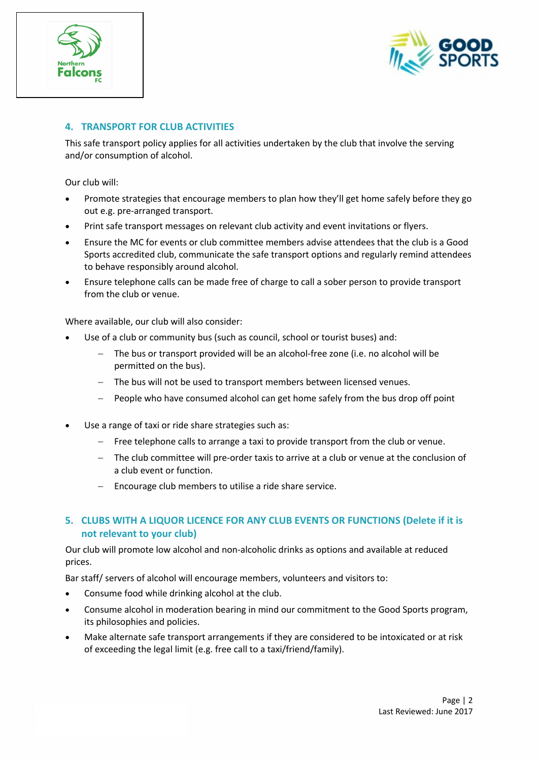## 4. TRANSPORT FOR CLUB ACTIVITIES

This safe transport policy applies for all activities undertaken by the club that involve the serving and/or consumption of alcohol.

Our club will:

- Promote strategies that encourage members to plan how they'll get home safely before they go out e.g. pre-arranged transport.
- Print safe transport messages on relevant club activity and event invitations or flyers.
- Ensure the MC for events or club committee members advise attendees that the club is a Good Sports accredited club, communicate the safe transport options and regularly remind attendees to behave responsibly around alcohol.
- Ensure telephone calls can be made free of charge to call a sober person to provide transport from the club or venue.

Where available, our club will also consider:

- Use of a club or community bus (such as council, school or tourist buses) and:
  - The bus or transport provided will be an alcohol-free zone (i.e. no alcohol will be permitted on the bus).
  - The bus will not be used to transport members between licensed venues.
  - People who have consumed alcohol can get home safely from the bus drop off point
- Use a range of taxi or ride share strategies such as:
  - Free telephone calls to arrange a taxi to provide transport from the club or venue.
  - The club committee will pre-order taxis to arrive at a club or venue at the conclusion of a club event or function.
  - Encourage club members to utilise a ride share service.

## 5. CLUBS WITH A LIQUOR LICENCE FOR ANY CLUB EVENTS OR FUNCTIONS (Delete if it is not relevant to your club)

Our club will promote low alcohol and non-alcoholic drinks as options and available at reduced prices.

Bar staff/ servers of alcohol will encourage members, volunteers and visitors to:

- Consume food while drinking alcohol at the club.
- Consume alcohol in moderation bearing in mind our commitment to the Good Sports program, its philosophies and policies.
- Make alternate safe transport arrangements if they are considered to be intoxicated or at risk of exceeding the legal limit (e.g. free call to a taxi/friend/family).

Last Reviewed: June 2017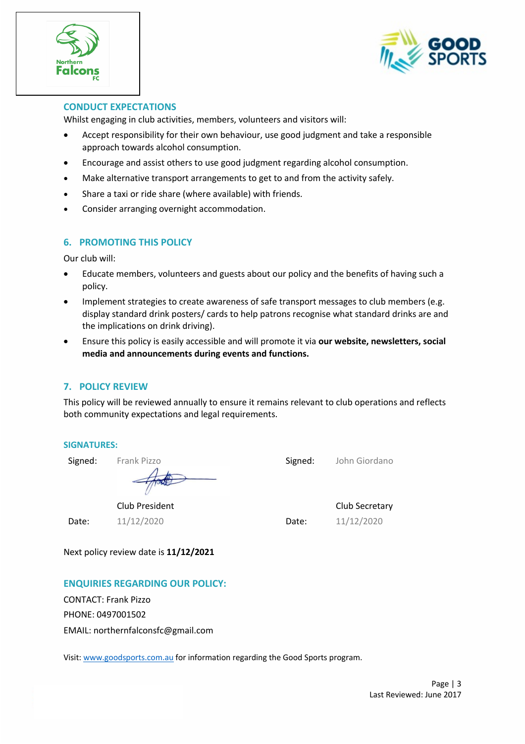## CONDUCT EXPECTATIONS

Whilst engaging in club activities, members, volunteers and visitors will:

- Accept responsibility for their own behaviour, use good judgment and take a responsible approach towards alcohol consumption.
- Encourage and assist others to use good judgment regarding alcohol consumption.
- Make alternative transport arrangements to get to and from the activity safely.
- Share a taxi or ride share (where available) with friends.
- Consider arranging overnight accommodation.

## 6. PROMOTING THIS POLICY

Our club will:

- Educate members, volunteers and guests about our policy and the benefits of having such a policy.
- Implement strategies to create awareness of safe transport messages to club members (e.g. display standard drink posters/ cards to help patrons recognise what standard drinks are and the implications on drink driving).
- Ensure this policy is easily accessible and will promote it via **our website, newsletters, social media and announcements during events and functions.**

## 7. POLICY REVIEW

This policy will be reviewed annually to ensure it remains relevant to club operations and reflects both community expectations and legal requirements.

### SIGNATURES:

| | | | |
|---|---|---|---|
| Signed: | Frank Pizzo | Signed: | John Giordano |
| | Club President | | Club Secretary |
| Date: | 11/12/2020 | Date: | 11/12/2020 |

Next policy review date is **11/12/2021**

### ENQUIRIES REGARDING OUR POLICY:

CONTACT: Frank Pizzo

PHONE: 0497001502

EMAIL: northernfalconsfc@gmail.com

Visit: www.goodsports.com.au for information regarding the Good Sports program.

Last Reviewed: June 2017